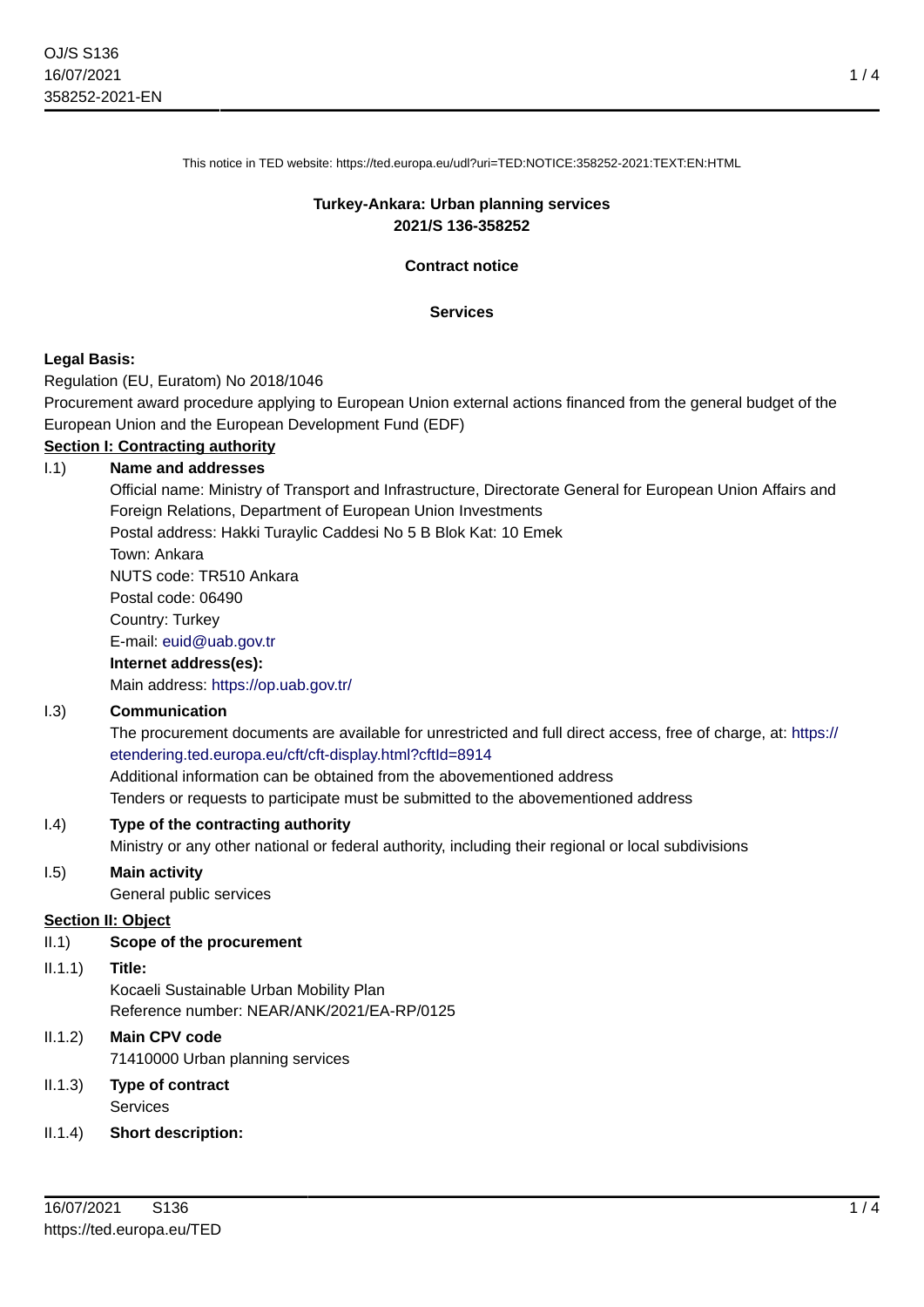This notice in TED website: https://ted.europa.eu/udl?uri=TED:NOTICE:358252-2021:TEXT:EN:HTML

**Turkey-Ankara: Urban planning services**
**2021/S 136-358252**

**Contract notice**

**Services**

**Legal Basis:**

Regulation (EU, Euratom) No 2018/1046

Procurement award procedure applying to European Union external actions financed from the general budget of the European Union and the European Development Fund (EDF)

**Section I: Contracting authority**

I.1) **Name and addresses**

Official name: Ministry of Transport and Infrastructure, Directorate General for European Union Affairs and Foreign Relations, Department of European Union Investments
Postal address: Hakki Turaylic Caddesi No 5 B Blok Kat: 10 Emek
Town: Ankara
NUTS code: TR510 Ankara
Postal code: 06490
Country: Turkey
E-mail: euid@uab.gov.tr

**Internet address(es):**

Main address: https://op.uab.gov.tr/

I.3) **Communication**

The procurement documents are available for unrestricted and full direct access, free of charge, at: https://etendering.ted.europa.eu/cft/cft-display.html?cftId=8914
Additional information can be obtained from the abovementioned address
Tenders or requests to participate must be submitted to the abovementioned address

I.4) **Type of the contracting authority**

Ministry or any other national or federal authority, including their regional or local subdivisions

I.5) **Main activity**

General public services

**Section II: Object**

II.1) **Scope of the procurement**

II.1.1) **Title:**

Kocaeli Sustainable Urban Mobility Plan
Reference number: NEAR/ANK/2021/EA-RP/0125

II.1.2) **Main CPV code**

71410000 Urban planning services

II.1.3) **Type of contract**

Services

II.1.4) **Short description:**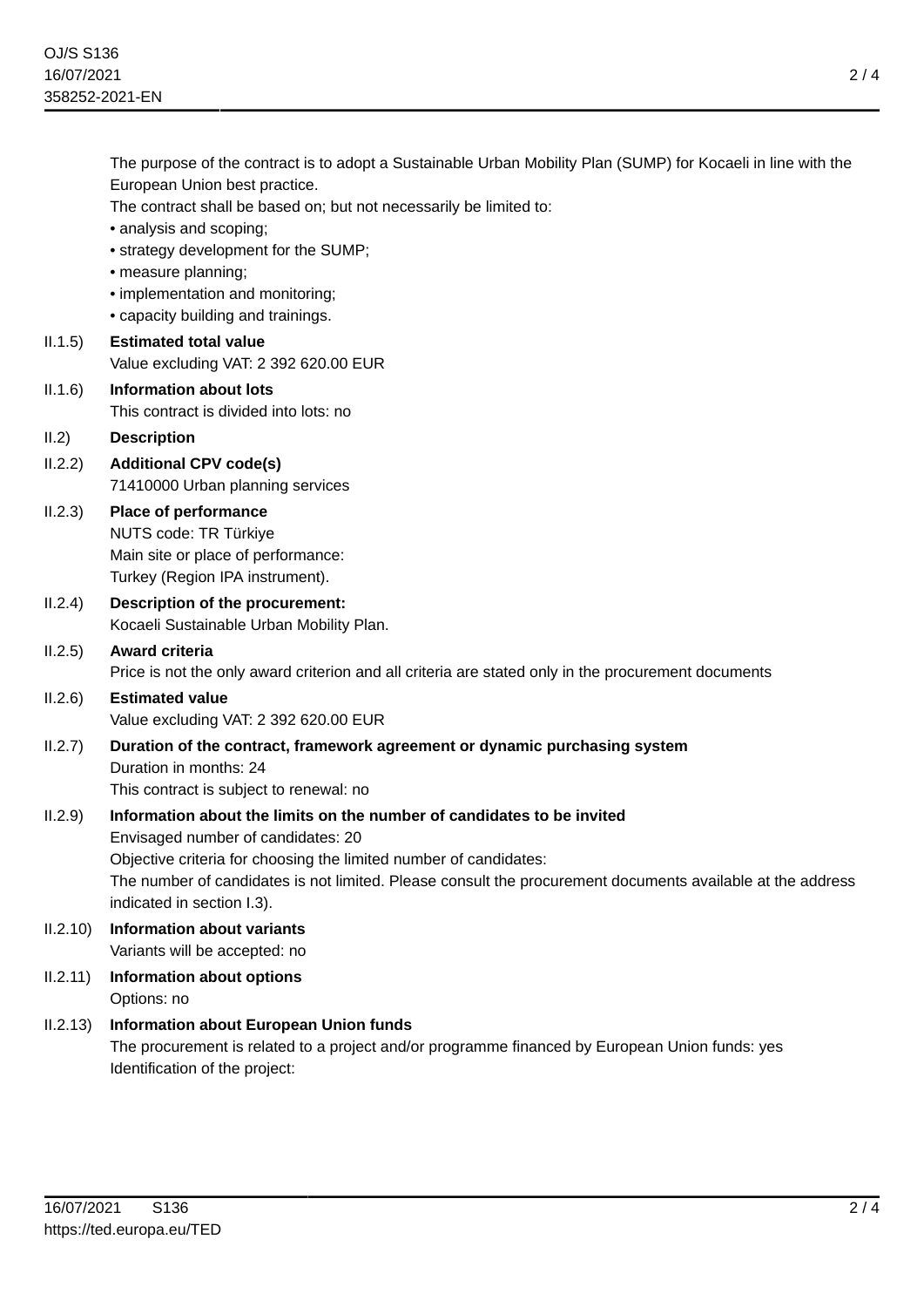The purpose of the contract is to adopt a Sustainable Urban Mobility Plan (SUMP) for Kocaeli in line with the European Union best practice.

The contract shall be based on; but not necessarily be limited to:

- analysis and scoping;
- strategy development for the SUMP;
- measure planning;
- implementation and monitoring;
- capacity building and trainings.

**II.1.5) Estimated total value**

Value excluding VAT: 2 392 620.00 EUR

**II.1.6) Information about lots**

This contract is divided into lots: no

**II.2) Description**

**II.2.2) Additional CPV code(s)**

71410000 Urban planning services

**II.2.3) Place of performance**

NUTS code: TR Türkiye

Main site or place of performance:

Turkey (Region IPA instrument).

**II.2.4) Description of the procurement:**

Kocaeli Sustainable Urban Mobility Plan.

**II.2.5) Award criteria**

Price is not the only award criterion and all criteria are stated only in the procurement documents

**II.2.6) Estimated value**

Value excluding VAT: 2 392 620.00 EUR

**II.2.7) Duration of the contract, framework agreement or dynamic purchasing system**

Duration in months: 24

This contract is subject to renewal: no

**II.2.9) Information about the limits on the number of candidates to be invited**

Envisaged number of candidates: 20

Objective criteria for choosing the limited number of candidates:

The number of candidates is not limited. Please consult the procurement documents available at the address indicated in section I.3).

**II.2.10) Information about variants**

Variants will be accepted: no

**II.2.11) Information about options**

Options: no

**II.2.13) Information about European Union funds**

The procurement is related to a project and/or programme financed by European Union funds: yes

Identification of the project: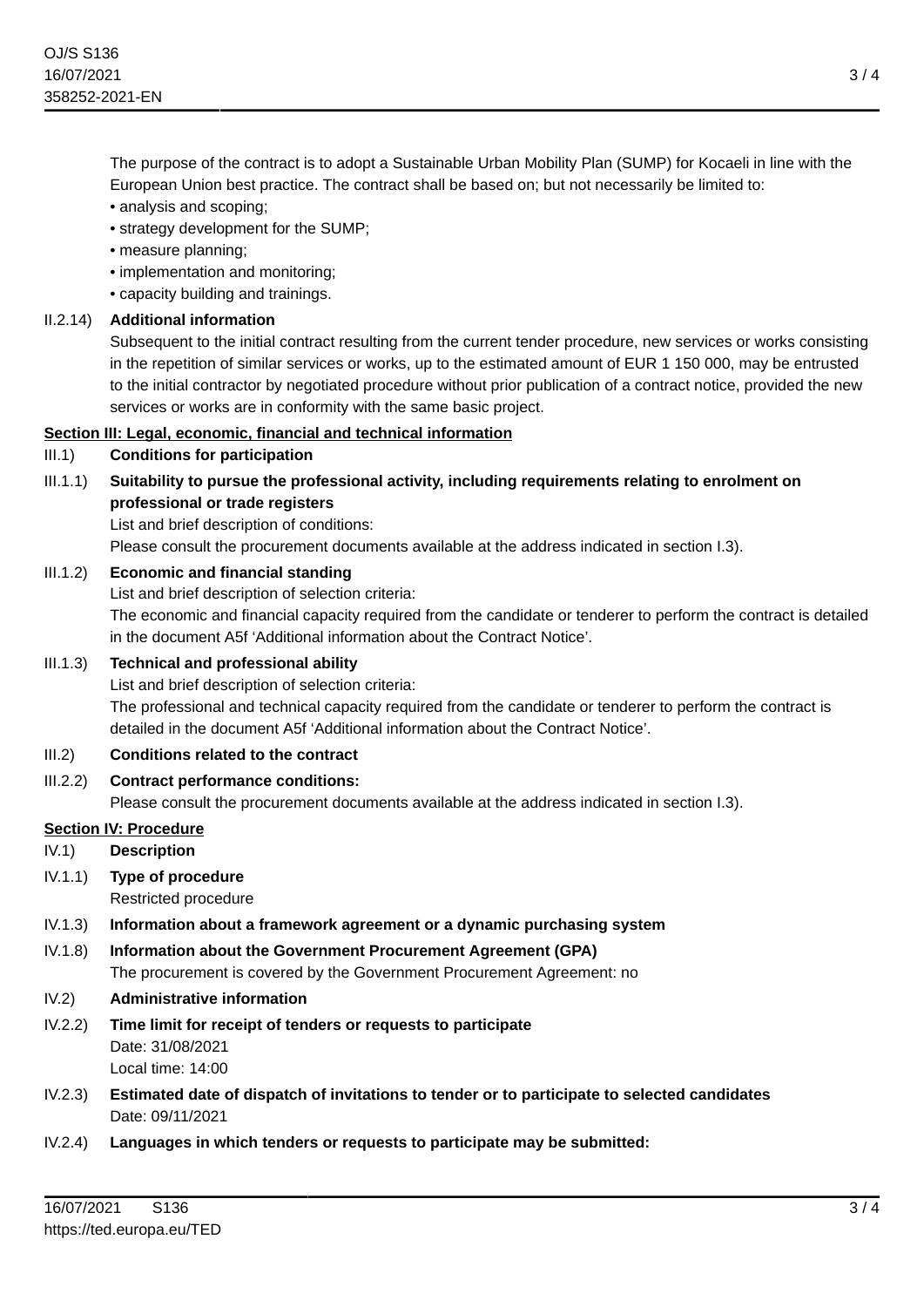The purpose of the contract is to adopt a Sustainable Urban Mobility Plan (SUMP) for Kocaeli in line with the European Union best practice. The contract shall be based on; but not necessarily be limited to:

- analysis and scoping;
- strategy development for the SUMP;
- measure planning;
- implementation and monitoring;
- capacity building and trainings.

II.2.14) **Additional information**

Subsequent to the initial contract resulting from the current tender procedure, new services or works consisting in the repetition of similar services or works, up to the estimated amount of EUR 1 150 000, may be entrusted to the initial contractor by negotiated procedure without prior publication of a contract notice, provided the new services or works are in conformity with the same basic project.

## Section III: Legal, economic, financial and technical information

III.1) **Conditions for participation**

III.1.1) **Suitability to pursue the professional activity, including requirements relating to enrolment on professional or trade registers**

List and brief description of conditions:

Please consult the procurement documents available at the address indicated in section I.3).

III.1.2) **Economic and financial standing**

List and brief description of selection criteria:

The economic and financial capacity required from the candidate or tenderer to perform the contract is detailed in the document A5f 'Additional information about the Contract Notice'.

III.1.3) **Technical and professional ability**

List and brief description of selection criteria:

The professional and technical capacity required from the candidate or tenderer to perform the contract is detailed in the document A5f 'Additional information about the Contract Notice'.

III.2) **Conditions related to the contract**

III.2.2) **Contract performance conditions:**

Please consult the procurement documents available at the address indicated in section I.3).

## Section IV: Procedure

IV.1) **Description**

IV.1.1) **Type of procedure**

Restricted procedure

IV.1.3) **Information about a framework agreement or a dynamic purchasing system**

IV.1.8) **Information about the Government Procurement Agreement (GPA)**

The procurement is covered by the Government Procurement Agreement: no

IV.2) **Administrative information**

IV.2.2) **Time limit for receipt of tenders or requests to participate**

Date: 31/08/2021

Local time: 14:00

IV.2.3) **Estimated date of dispatch of invitations to tender or to participate to selected candidates**

Date: 09/11/2021

IV.2.4) **Languages in which tenders or requests to participate may be submitted:**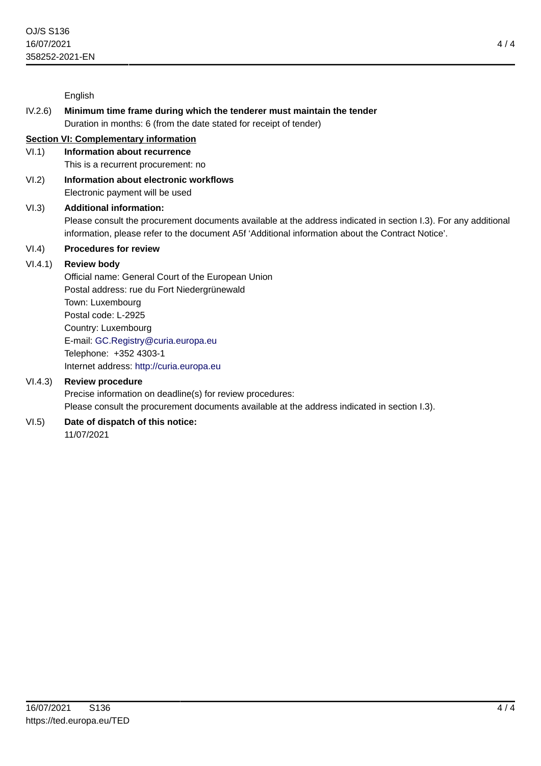English

IV.2.6) **Minimum time frame during which the tenderer must maintain the tender**

Duration in months: 6 (from the date stated for receipt of tender)

## Section VI: Complementary information

VI.1) **Information about recurrence**

This is a recurrent procurement: no

VI.2) **Information about electronic workflows**

Electronic payment will be used

VI.3) **Additional information:**

Please consult the procurement documents available at the address indicated in section I.3). For any additional information, please refer to the document A5f 'Additional information about the Contract Notice'.

VI.4) **Procedures for review**

VI.4.1) **Review body**

Official name: General Court of the European Union
Postal address: rue du Fort Niedergrünewald
Town: Luxembourg
Postal code: L-2925
Country: Luxembourg
E-mail: GC.Registry@curia.europa.eu
Telephone: +352 4303-1
Internet address: http://curia.europa.eu

VI.4.3) **Review procedure**

Precise information on deadline(s) for review procedures:
Please consult the procurement documents available at the address indicated in section I.3).

VI.5) **Date of dispatch of this notice:**

11/07/2021